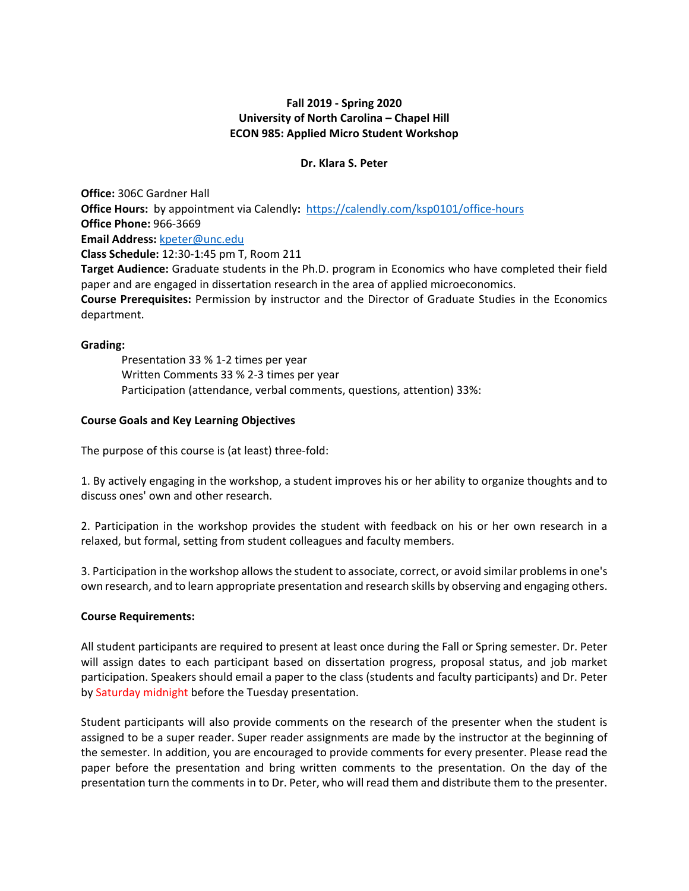**Fall 2019 - Spring 2020**
**University of North Carolina – Chapel Hill**
**ECON 985: Applied Micro Student Workshop**

**Dr. Klara S. Peter**

**Office:** 306C Gardner Hall
**Office Hours:** by appointment via Calendly**:** https://calendly.com/ksp0101/office-hours
**Office Phone:** 966-3669
**Email Address:** kpeter@unc.edu
**Class Schedule:** 12:30-1:45 pm T, Room 211
**Target Audience:** Graduate students in the Ph.D. program in Economics who have completed their field paper and are engaged in dissertation research in the area of applied microeconomics.
**Course Prerequisites:** Permission by instructor and the Director of Graduate Studies in the Economics department.

**Grading:**

Presentation 33 % 1-2 times per year
Written Comments 33 % 2-3 times per year
Participation (attendance, verbal comments, questions, attention) 33%:

**Course Goals and Key Learning Objectives**

The purpose of this course is (at least) three-fold:

1. By actively engaging in the workshop, a student improves his or her ability to organize thoughts and to discuss ones' own and other research.

2. Participation in the workshop provides the student with feedback on his or her own research in a relaxed, but formal, setting from student colleagues and faculty members.

3. Participation in the workshop allows the student to associate, correct, or avoid similar problems in one's own research, and to learn appropriate presentation and research skills by observing and engaging others.

**Course Requirements:**

All student participants are required to present at least once during the Fall or Spring semester. Dr. Peter will assign dates to each participant based on dissertation progress, proposal status, and job market participation. Speakers should email a paper to the class (students and faculty participants) and Dr. Peter by Saturday midnight before the Tuesday presentation.

Student participants will also provide comments on the research of the presenter when the student is assigned to be a super reader. Super reader assignments are made by the instructor at the beginning of the semester. In addition, you are encouraged to provide comments for every presenter. Please read the paper before the presentation and bring written comments to the presentation. On the day of the presentation turn the comments in to Dr. Peter, who will read them and distribute them to the presenter.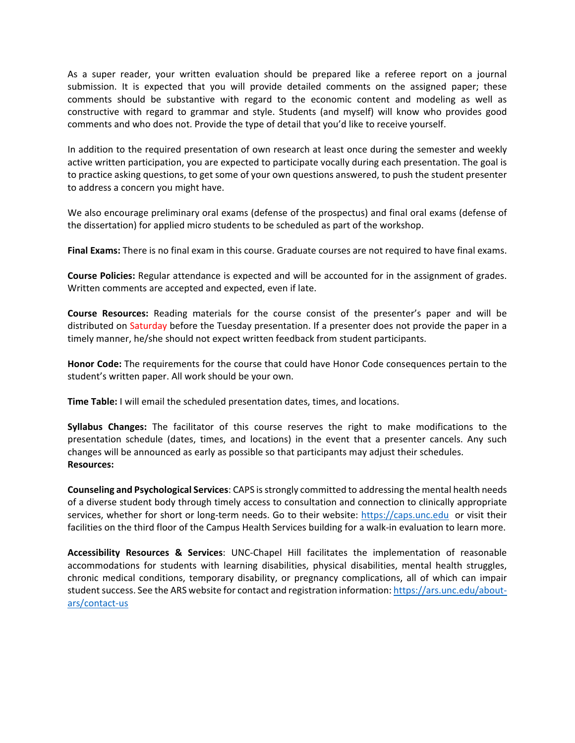As a super reader, your written evaluation should be prepared like a referee report on a journal submission. It is expected that you will provide detailed comments on the assigned paper; these comments should be substantive with regard to the economic content and modeling as well as constructive with regard to grammar and style. Students (and myself) will know who provides good comments and who does not. Provide the type of detail that you'd like to receive yourself.

In addition to the required presentation of own research at least once during the semester and weekly active written participation, you are expected to participate vocally during each presentation. The goal is to practice asking questions, to get some of your own questions answered, to push the student presenter to address a concern you might have.

We also encourage preliminary oral exams (defense of the prospectus) and final oral exams (defense of the dissertation) for applied micro students to be scheduled as part of the workshop.

**Final Exams:** There is no final exam in this course. Graduate courses are not required to have final exams.

**Course Policies:** Regular attendance is expected and will be accounted for in the assignment of grades. Written comments are accepted and expected, even if late.

**Course Resources:** Reading materials for the course consist of the presenter's paper and will be distributed on Saturday before the Tuesday presentation. If a presenter does not provide the paper in a timely manner, he/she should not expect written feedback from student participants.

**Honor Code:** The requirements for the course that could have Honor Code consequences pertain to the student's written paper. All work should be your own.

**Time Table:** I will email the scheduled presentation dates, times, and locations.

**Syllabus Changes:** The facilitator of this course reserves the right to make modifications to the presentation schedule (dates, times, and locations) in the event that a presenter cancels. Any such changes will be announced as early as possible so that participants may adjust their schedules.

**Resources:**

**Counseling and Psychological Services**: CAPS is strongly committed to addressing the mental health needs of a diverse student body through timely access to consultation and connection to clinically appropriate services, whether for short or long-term needs. Go to their website: [https://caps.unc.edu](https://caps.unc.edu) or visit their facilities on the third floor of the Campus Health Services building for a walk-in evaluation to learn more.

**Accessibility Resources & Services**: UNC-Chapel Hill facilitates the implementation of reasonable accommodations for students with learning disabilities, physical disabilities, mental health struggles, chronic medical conditions, temporary disability, or pregnancy complications, all of which can impair student success. See the ARS website for contact and registration information: [https://ars.unc.edu/about-ars/contact-us](https://ars.unc.edu/about-ars/contact-us)